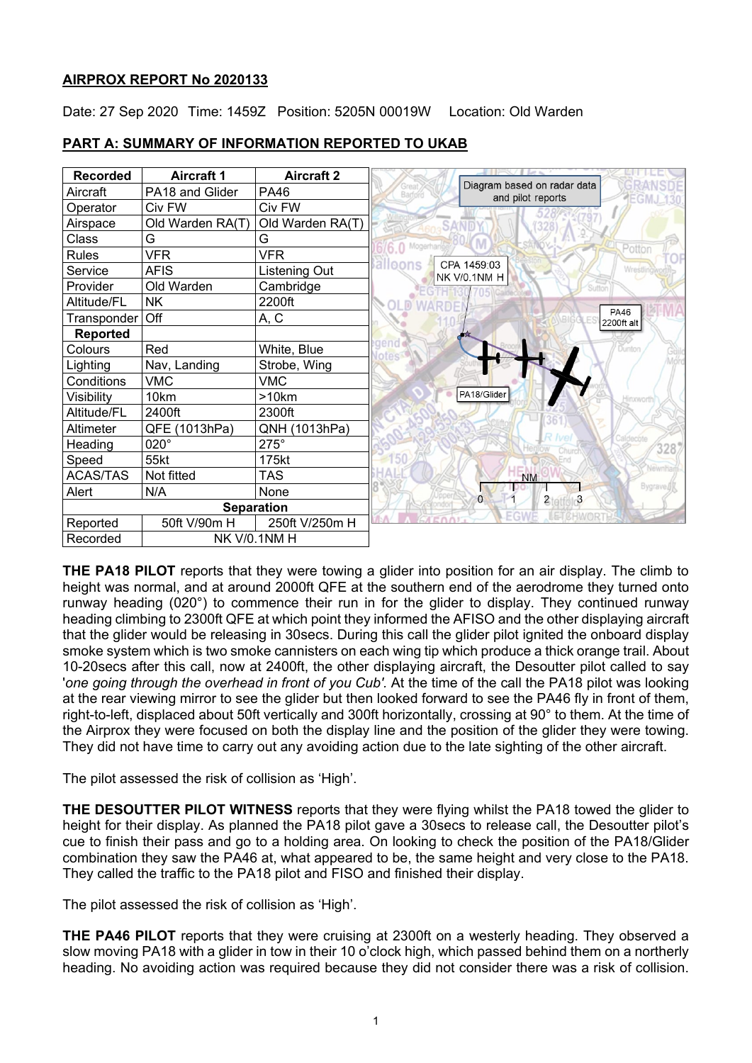**AIRPROX REPORT No 2020133**

Date: 27 Sep 2020 Time: 1459Z Position: 5205N 00019W Location: Old Warden

**PART A: SUMMARY OF INFORMATION REPORTED TO UKAB**

| Recorded | Aircraft 1 | Aircraft 2 |
|---|---|---|
| Aircraft | PA18 and Glider | PA46 |
| Operator | Civ FW | Civ FW |
| Airspace | Old Warden RA(T) | Old Warden RA(T) |
| Class | G | G |
| Rules | VFR | VFR |
| Service | AFIS | Listening Out |
| Provider | Old Warden | Cambridge |
| Altitude/FL | NK | 2200ft |
| Transponder | Off | A, C |
| **Reported** | | |
| Colours | Red | White, Blue |
| Lighting | Nav, Landing | Strobe, Wing |
| Conditions | VMC | VMC |
| Visibility | 10km | >10km |
| Altitude/FL | 2400ft | 2300ft |
| Altimeter | QFE (1013hPa) | QNH (1013hPa) |
| Heading | 020° | 275° |
| Speed | 55kt | 175kt |
| ACAS/TAS | Not fitted | TAS |
| Alert | N/A | None |
| **Separation** | | |
| Reported | 50ft V/90m H | 250ft V/250m H |
| Recorded | NK V/0.1NM H | |

Diagram based on radar data and pilot reports

CPA 1459:03 NK V/0.1NM H

PA46 2200ft alt

PA18/Glider

**THE PA18 PILOT** reports that they were towing a glider into position for an air display. The climb to height was normal, and at around 2000ft QFE at the southern end of the aerodrome they turned onto runway heading (020°) to commence their run in for the glider to display. They continued runway heading climbing to 2300ft QFE at which point they informed the AFISO and the other displaying aircraft that the glider would be releasing in 30secs. During this call the glider pilot ignited the onboard display smoke system which is two smoke cannisters on each wing tip which produce a thick orange trail. About 10-20secs after this call, now at 2400ft, the other displaying aircraft, the Desoutter pilot called to say '*one going through the overhead in front of you Cub'*. At the time of the call the PA18 pilot was looking at the rear viewing mirror to see the glider but then looked forward to see the PA46 fly in front of them, right-to-left, displaced about 50ft vertically and 300ft horizontally, crossing at 90° to them. At the time of the Airprox they were focused on both the display line and the position of the glider they were towing. They did not have time to carry out any avoiding action due to the late sighting of the other aircraft.

The pilot assessed the risk of collision as 'High'.

**THE DESOUTTER PILOT WITNESS** reports that they were flying whilst the PA18 towed the glider to height for their display. As planned the PA18 pilot gave a 30secs to release call, the Desoutter pilot's cue to finish their pass and go to a holding area. On looking to check the position of the PA18/Glider combination they saw the PA46 at, what appeared to be, the same height and very close to the PA18. They called the traffic to the PA18 pilot and FISO and finished their display.

The pilot assessed the risk of collision as 'High'.

**THE PA46 PILOT** reports that they were cruising at 2300ft on a westerly heading. They observed a slow moving PA18 with a glider in tow in their 10 o'clock high, which passed behind them on a northerly heading. No avoiding action was required because they did not consider there was a risk of collision.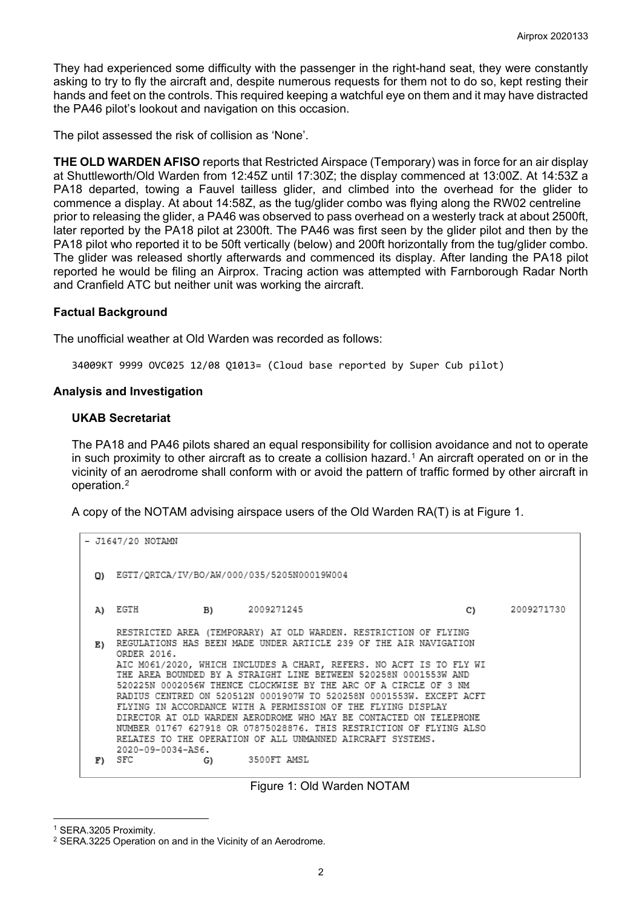They had experienced some difficulty with the passenger in the right-hand seat, they were constantly asking to try to fly the aircraft and, despite numerous requests for them not to do so, kept resting their hands and feet on the controls. This required keeping a watchful eye on them and it may have distracted the PA46 pilot's lookout and navigation on this occasion.

The pilot assessed the risk of collision as 'None'.

**THE OLD WARDEN AFISO** reports that Restricted Airspace (Temporary) was in force for an air display at Shuttleworth/Old Warden from 12:45Z until 17:30Z; the display commenced at 13:00Z. At 14:53Z a PA18 departed, towing a Fauvel tailless glider, and climbed into the overhead for the glider to commence a display. At about 14:58Z, as the tug/glider combo was flying along the RW02 centreline prior to releasing the glider, a PA46 was observed to pass overhead on a westerly track at about 2500ft, later reported by the PA18 pilot at 2300ft. The PA46 was first seen by the glider pilot and then by the PA18 pilot who reported it to be 50ft vertically (below) and 200ft horizontally from the tug/glider combo. The glider was released shortly afterwards and commenced its display. After landing the PA18 pilot reported he would be filing an Airprox. Tracing action was attempted with Farnborough Radar North and Cranfield ATC but neither unit was working the aircraft.

### Factual Background

The unofficial weather at Old Warden was recorded as follows:

```
34009KT 9999 OVC025 12/08 Q1013= (Cloud base reported by Super Cub pilot)
```

### Analysis and Investigation

#### UKAB Secretariat

The PA18 and PA46 pilots shared an equal responsibility for collision avoidance and not to operate in such proximity to other aircraft as to create a collision hazard.[1] An aircraft operated on or in the vicinity of an aerodrome shall conform with or avoid the pattern of traffic formed by other aircraft in operation.[2]

A copy of the NOTAM advising airspace users of the Old Warden RA(T) is at Figure 1.

```
- J1647/20 NOTAMN

Q)  EGTT/QRTCA/IV/BO/AW/000/035/5205N00019W004

A)  EGTH          B)    2009271245                              C)    2009271730

    RESTRICTED AREA (TEMPORARY) AT OLD WARDEN. RESTRICTION OF FLYING
E)  REGULATIONS HAS BEEN MADE UNDER ARTICLE 239 OF THE AIR NAVIGATION
    ORDER 2016.
    AIC M061/2020, WHICH INCLUDES A CHART, REFERS. NO ACFT IS TO FLY WI
    THE AREA BOUNDED BY A STRAIGHT LINE BETWEEN 520258N 0001553W AND
    520225N 0002056W THENCE CLOCKWISE BY THE ARC OF A CIRCLE OF 3 NM
    RADIUS CENTRED ON 520512N 0001907W TO 520258N 0001553W. EXCEPT ACFT
    FLYING IN ACCORDANCE WITH A PERMISSION OF THE FLYING DISPLAY
    DIRECTOR AT OLD WARDEN AERODROME WHO MAY BE CONTACTED ON TELEPHONE
    NUMBER 01767 627918 OR 07875028876. THIS RESTRICTION OF FLYING ALSO
    RELATES TO THE OPERATION OF ALL UNMANNED AIRCRAFT SYSTEMS.
    2020-09-0034-AS6.
F)  SFC           G)    3500FT AMSL
```

Figure 1: Old Warden NOTAM

---

[1] SERA.3205 Proximity.

[2] SERA.3225 Operation on and in the Vicinity of an Aerodrome.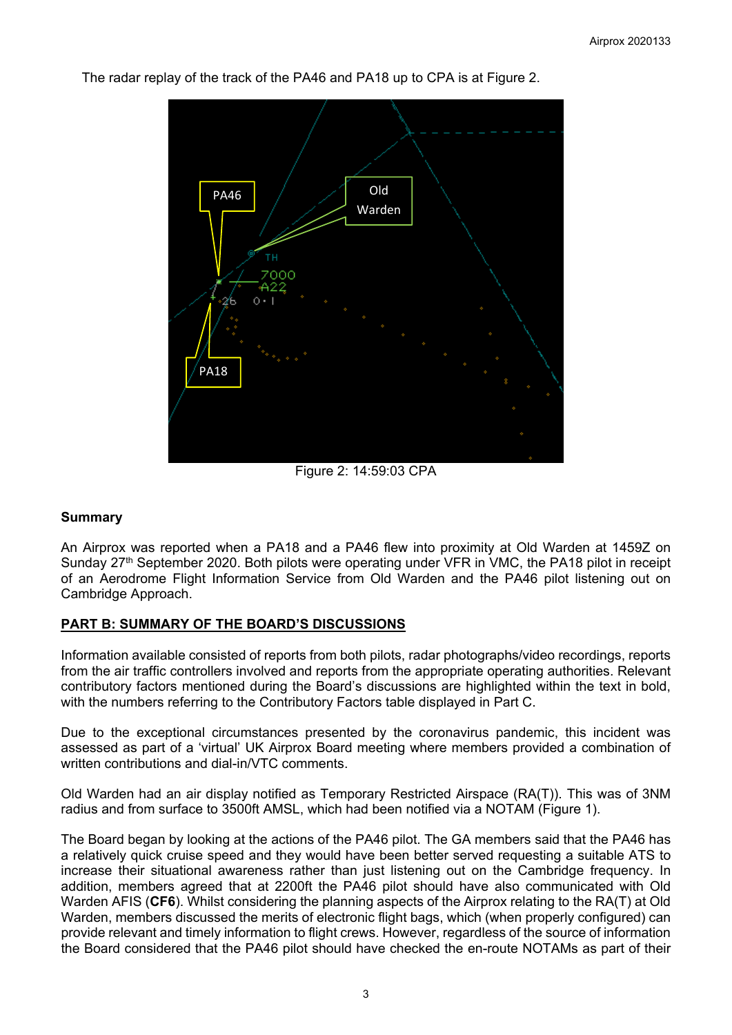The radar replay of the track of the PA46 and PA18 up to CPA is at Figure 2.

Figure 2: 14:59:03 CPA

### Summary

An Airprox was reported when a PA18 and a PA46 flew into proximity at Old Warden at 1459Z on Sunday 27th September 2020. Both pilots were operating under VFR in VMC, the PA18 pilot in receipt of an Aerodrome Flight Information Service from Old Warden and the PA46 pilot listening out on Cambridge Approach.

### PART B: SUMMARY OF THE BOARD'S DISCUSSIONS

Information available consisted of reports from both pilots, radar photographs/video recordings, reports from the air traffic controllers involved and reports from the appropriate operating authorities. Relevant contributory factors mentioned during the Board's discussions are highlighted within the text in bold, with the numbers referring to the Contributory Factors table displayed in Part C.

Due to the exceptional circumstances presented by the coronavirus pandemic, this incident was assessed as part of a 'virtual' UK Airprox Board meeting where members provided a combination of written contributions and dial-in/VTC comments.

Old Warden had an air display notified as Temporary Restricted Airspace (RA(T)). This was of 3NM radius and from surface to 3500ft AMSL, which had been notified via a NOTAM (Figure 1).

The Board began by looking at the actions of the PA46 pilot. The GA members said that the PA46 has a relatively quick cruise speed and they would have been better served requesting a suitable ATS to increase their situational awareness rather than just listening out on the Cambridge frequency. In addition, members agreed that at 2200ft the PA46 pilot should have also communicated with Old Warden AFIS (**CF6**). Whilst considering the planning aspects of the Airprox relating to the RA(T) at Old Warden, members discussed the merits of electronic flight bags, which (when properly configured) can provide relevant and timely information to flight crews. However, regardless of the source of information the Board considered that the PA46 pilot should have checked the en-route NOTAMs as part of their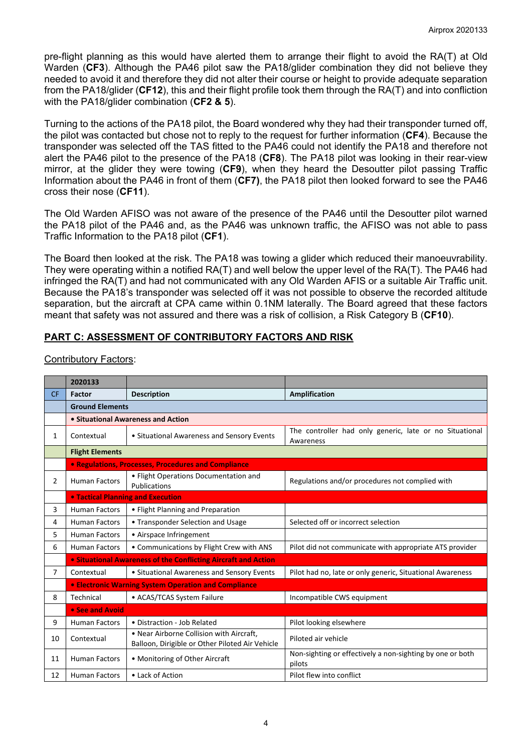pre-flight planning as this would have alerted them to arrange their flight to avoid the RA(T) at Old Warden (**CF3**). Although the PA46 pilot saw the PA18/glider combination they did not believe they needed to avoid it and therefore they did not alter their course or height to provide adequate separation from the PA18/glider (**CF12**), this and their flight profile took them through the RA(T) and into confliction with the PA18/glider combination (**CF2 & 5**).

Turning to the actions of the PA18 pilot, the Board wondered why they had their transponder turned off, the pilot was contacted but chose not to reply to the request for further information (**CF4**). Because the transponder was selected off the TAS fitted to the PA46 could not identify the PA18 and therefore not alert the PA46 pilot to the presence of the PA18 (**CF8**). The PA18 pilot was looking in their rear-view mirror, at the glider they were towing (**CF9**), when they heard the Desoutter pilot passing Traffic Information about the PA46 in front of them (**CF7)**, the PA18 pilot then looked forward to see the PA46 cross their nose (**CF11**).

The Old Warden AFISO was not aware of the presence of the PA46 until the Desoutter pilot warned the PA18 pilot of the PA46 and, as the PA46 was unknown traffic, the AFISO was not able to pass Traffic Information to the PA18 pilot (**CF1**).

The Board then looked at the risk. The PA18 was towing a glider which reduced their manoeuvrability. They were operating within a notified RA(T) and well below the upper level of the RA(T). The PA46 had infringed the RA(T) and had not communicated with any Old Warden AFIS or a suitable Air Traffic unit. Because the PA18's transponder was selected off it was not possible to observe the recorded altitude separation, but the aircraft at CPA came within 0.1NM laterally. The Board agreed that these factors meant that safety was not assured and there was a risk of collision, a Risk Category B (**CF10**).

## PART C: ASSESSMENT OF CONTRIBUTORY FACTORS AND RISK

Contributory Factors:

| | 2020133 | | |
|---|---|---|---|
| CF | Factor | Description | Amplification |
| | **Ground Elements** | | |
| | **• Situational Awareness and Action** | | |
| 1 | Contextual | • Situational Awareness and Sensory Events | The controller had only generic, late or no Situational Awareness |
| | **Flight Elements** | | |
| | **• Regulations, Processes, Procedures and Compliance** | | |
| 2 | Human Factors | • Flight Operations Documentation and Publications | Regulations and/or procedures not complied with |
| | **• Tactical Planning and Execution** | | |
| 3 | Human Factors | • Flight Planning and Preparation | |
| 4 | Human Factors | • Transponder Selection and Usage | Selected off or incorrect selection |
| 5 | Human Factors | • Airspace Infringement | |
| 6 | Human Factors | • Communications by Flight Crew with ANS | Pilot did not communicate with appropriate ATS provider |
| | **• Situational Awareness of the Conflicting Aircraft and Action** | | |
| 7 | Contextual | • Situational Awareness and Sensory Events | Pilot had no, late or only generic, Situational Awareness |
| | **• Electronic Warning System Operation and Compliance** | | |
| 8 | Technical | • ACAS/TCAS System Failure | Incompatible CWS equipment |
| | **• See and Avoid** | | |
| 9 | Human Factors | • Distraction - Job Related | Pilot looking elsewhere |
| 10 | Contextual | • Near Airborne Collision with Aircraft, Balloon, Dirigible or Other Piloted Air Vehicle | Piloted air vehicle |
| 11 | Human Factors | • Monitoring of Other Aircraft | Non-sighting or effectively a non-sighting by one or both pilots |
| 12 | Human Factors | • Lack of Action | Pilot flew into conflict |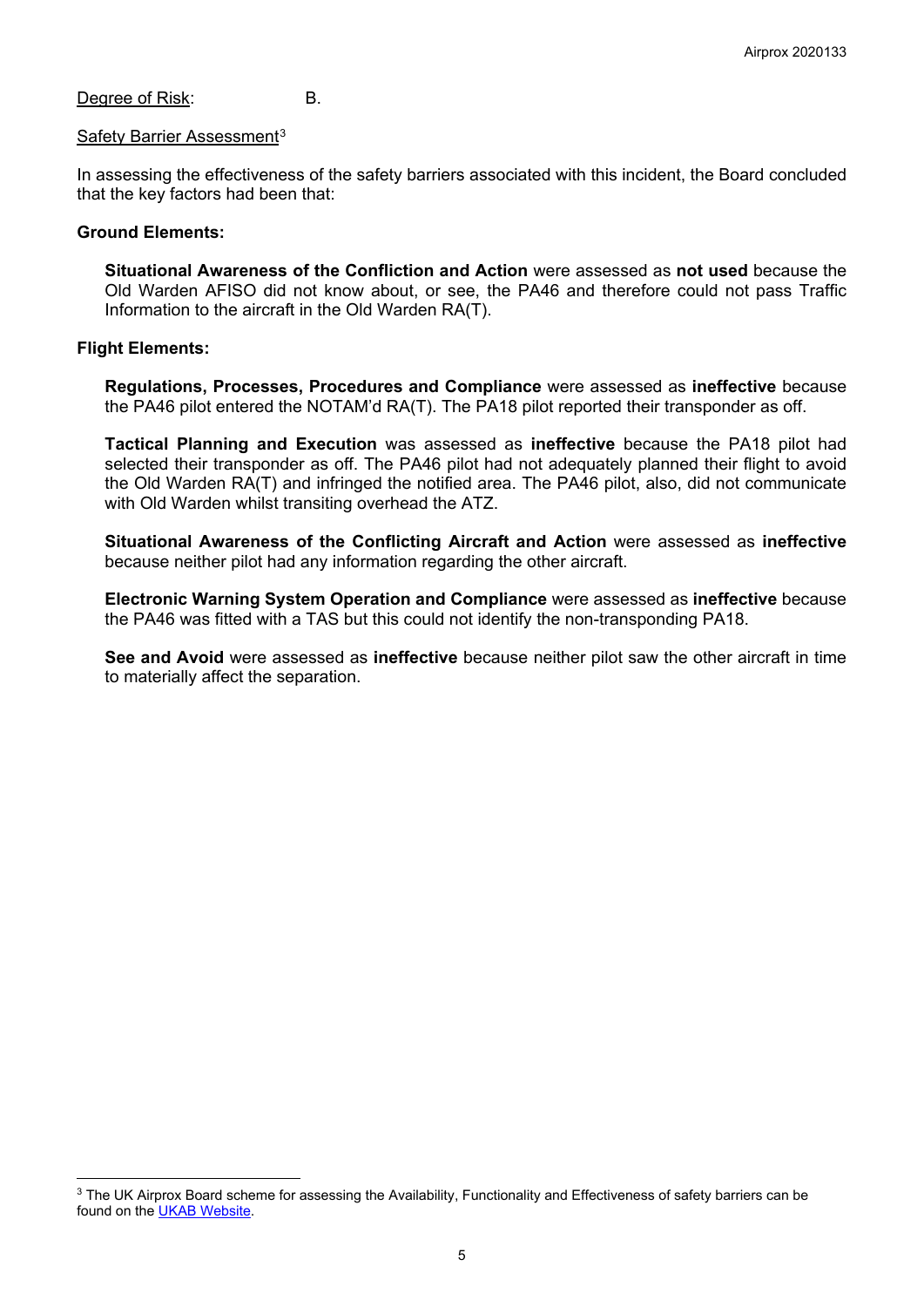Degree of Risk: B.

Safety Barrier Assessment[3]

In assessing the effectiveness of the safety barriers associated with this incident, the Board concluded that the key factors had been that:

**Ground Elements:**

**Situational Awareness of the Confliction and Action** were assessed as **not used** because the Old Warden AFISO did not know about, or see, the PA46 and therefore could not pass Traffic Information to the aircraft in the Old Warden RA(T).

**Flight Elements:**

**Regulations, Processes, Procedures and Compliance** were assessed as **ineffective** because the PA46 pilot entered the NOTAM'd RA(T). The PA18 pilot reported their transponder as off.

**Tactical Planning and Execution** was assessed as **ineffective** because the PA18 pilot had selected their transponder as off. The PA46 pilot had not adequately planned their flight to avoid the Old Warden RA(T) and infringed the notified area. The PA46 pilot, also, did not communicate with Old Warden whilst transiting overhead the ATZ.

**Situational Awareness of the Conflicting Aircraft and Action** were assessed as **ineffective** because neither pilot had any information regarding the other aircraft.

**Electronic Warning System Operation and Compliance** were assessed as **ineffective** because the PA46 was fitted with a TAS but this could not identify the non-transponding PA18.

**See and Avoid** were assessed as **ineffective** because neither pilot saw the other aircraft in time to materially affect the separation.

[3] The UK Airprox Board scheme for assessing the Availability, Functionality and Effectiveness of safety barriers can be found on the UKAB Website.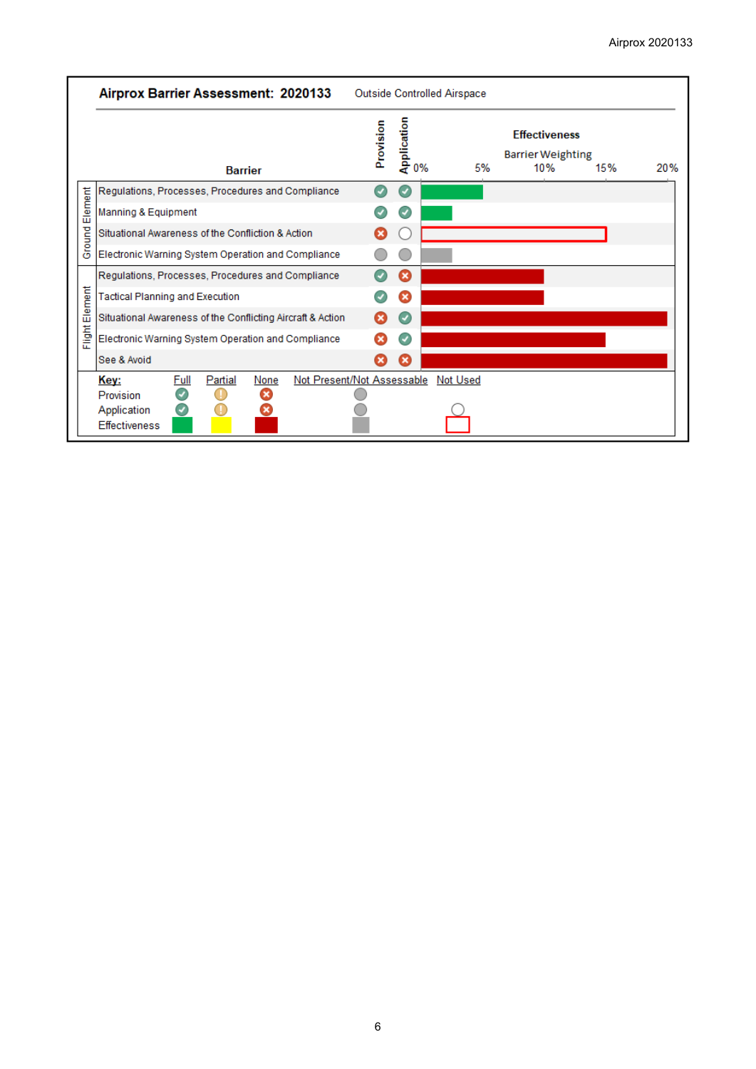**Airprox Barrier Assessment: 2020133** Outside Controlled Airspace

Barrier

Provision

Application

Effectiveness

Barrier Weighting

0% 5% 10% 15% 20%

Ground Element

Regulations, Processes, Procedures and Compliance

Manning & Equipment

Situational Awareness of the Confliction & Action

Electronic Warning System Operation and Compliance

Flight Element

Regulations, Processes, Procedures and Compliance

Tactical Planning and Execution

Situational Awareness of the Conflicting Aircraft & Action

Electronic Warning System Operation and Compliance

See & Avoid

**Key:** Full Partial None Not Present/Not Assessable Not Used

Provision

Application

Effectiveness